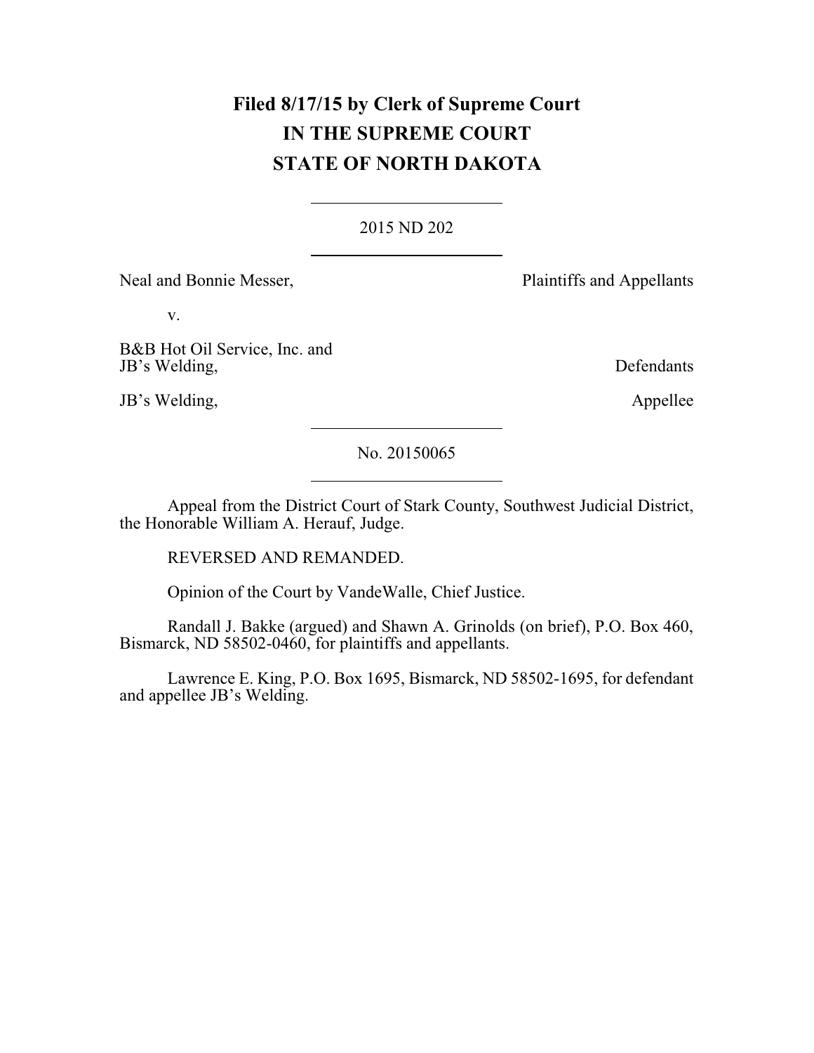**Filed 8/17/15 by Clerk of Supreme Court**
**IN THE SUPREME COURT**
**STATE OF NORTH DAKOTA**

---

2015 ND 202

---

Neal and Bonnie Messer, Plaintiffs and Appellants

v.

B&B Hot Oil Service, Inc. and JB's Welding, Defendants

JB's Welding, Appellee

---

No. 20150065

---

Appeal from the District Court of Stark County, Southwest Judicial District, the Honorable William A. Herauf, Judge.

REVERSED AND REMANDED.

Opinion of the Court by VandeWalle, Chief Justice.

Randall J. Bakke (argued) and Shawn A. Grinolds (on brief), P.O. Box 460, Bismarck, ND 58502-0460, for plaintiffs and appellants.

Lawrence E. King, P.O. Box 1695, Bismarck, ND 58502-1695, for defendant and appellee JB's Welding.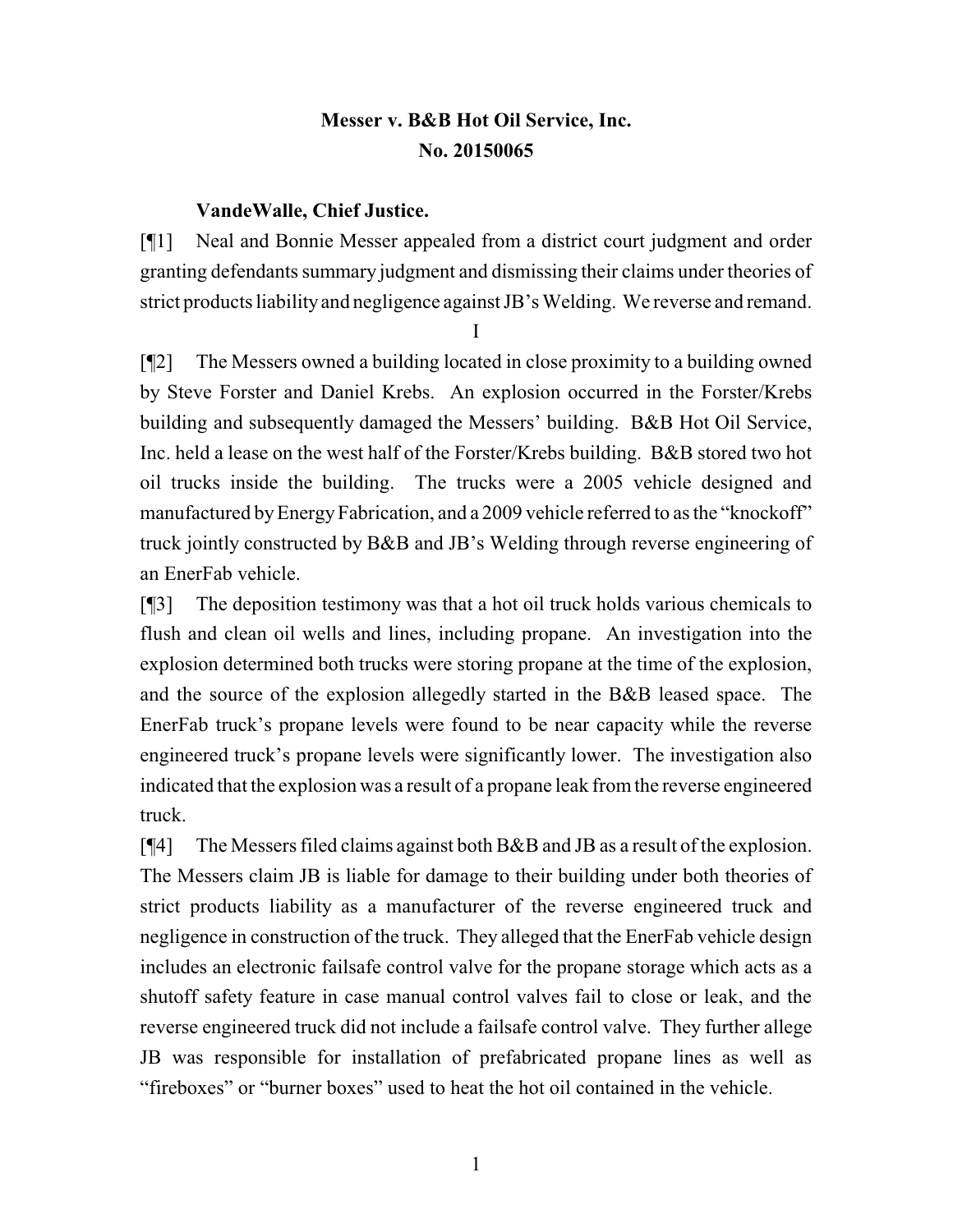**Messer v. B&B Hot Oil Service, Inc.**
**No. 20150065**

**VandeWalle, Chief Justice.**

[¶1] Neal and Bonnie Messer appealed from a district court judgment and order granting defendants summary judgment and dismissing their claims under theories of strict products liability and negligence against JB's Welding. We reverse and remand.

I

[¶2] The Messers owned a building located in close proximity to a building owned by Steve Forster and Daniel Krebs. An explosion occurred in the Forster/Krebs building and subsequently damaged the Messers' building. B&B Hot Oil Service, Inc. held a lease on the west half of the Forster/Krebs building. B&B stored two hot oil trucks inside the building. The trucks were a 2005 vehicle designed and manufactured by Energy Fabrication, and a 2009 vehicle referred to as the "knockoff" truck jointly constructed by B&B and JB's Welding through reverse engineering of an EnerFab vehicle.

[¶3] The deposition testimony was that a hot oil truck holds various chemicals to flush and clean oil wells and lines, including propane. An investigation into the explosion determined both trucks were storing propane at the time of the explosion, and the source of the explosion allegedly started in the B&B leased space. The EnerFab truck's propane levels were found to be near capacity while the reverse engineered truck's propane levels were significantly lower. The investigation also indicated that the explosion was a result of a propane leak from the reverse engineered truck.

[¶4] The Messers filed claims against both B&B and JB as a result of the explosion. The Messers claim JB is liable for damage to their building under both theories of strict products liability as a manufacturer of the reverse engineered truck and negligence in construction of the truck. They alleged that the EnerFab vehicle design includes an electronic failsafe control valve for the propane storage which acts as a shutoff safety feature in case manual control valves fail to close or leak, and the reverse engineered truck did not include a failsafe control valve. They further allege JB was responsible for installation of prefabricated propane lines as well as "fireboxes" or "burner boxes" used to heat the hot oil contained in the vehicle.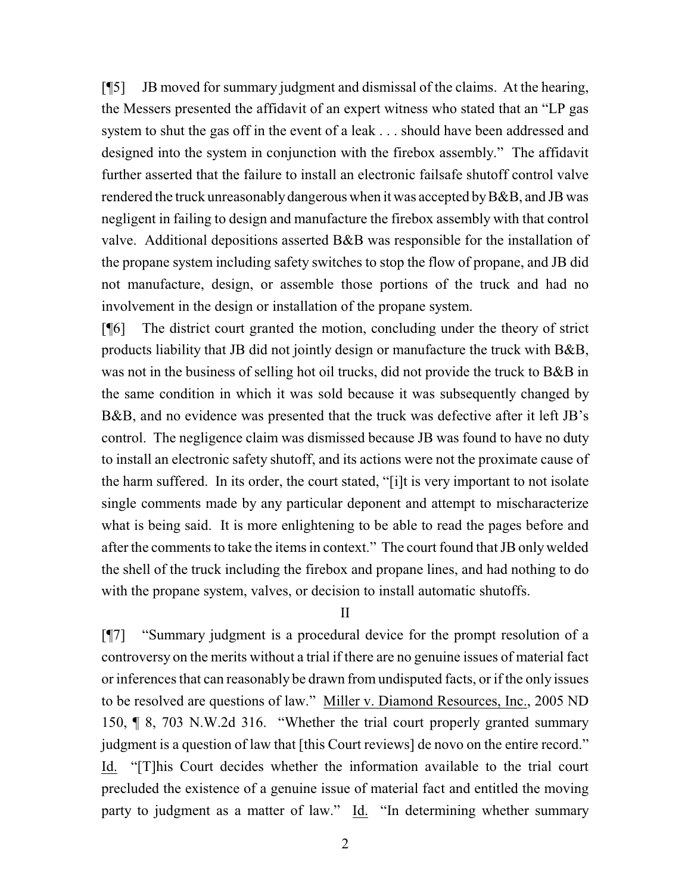[¶5] JB moved for summary judgment and dismissal of the claims. At the hearing, the Messers presented the affidavit of an expert witness who stated that an "LP gas system to shut the gas off in the event of a leak . . . should have been addressed and designed into the system in conjunction with the firebox assembly." The affidavit further asserted that the failure to install an electronic failsafe shutoff control valve rendered the truck unreasonably dangerous when it was accepted by B&B, and JB was negligent in failing to design and manufacture the firebox assembly with that control valve. Additional depositions asserted B&B was responsible for the installation of the propane system including safety switches to stop the flow of propane, and JB did not manufacture, design, or assemble those portions of the truck and had no involvement in the design or installation of the propane system.

[¶6] The district court granted the motion, concluding under the theory of strict products liability that JB did not jointly design or manufacture the truck with B&B, was not in the business of selling hot oil trucks, did not provide the truck to B&B in the same condition in which it was sold because it was subsequently changed by B&B, and no evidence was presented that the truck was defective after it left JB's control. The negligence claim was dismissed because JB was found to have no duty to install an electronic safety shutoff, and its actions were not the proximate cause of the harm suffered. In its order, the court stated, "[i]t is very important to not isolate single comments made by any particular deponent and attempt to mischaracterize what is being said. It is more enlightening to be able to read the pages before and after the comments to take the items in context." The court found that JB only welded the shell of the truck including the firebox and propane lines, and had nothing to do with the propane system, valves, or decision to install automatic shutoffs.

## II

[¶7] "Summary judgment is a procedural device for the prompt resolution of a controversy on the merits without a trial if there are no genuine issues of material fact or inferences that can reasonably be drawn from undisputed facts, or if the only issues to be resolved are questions of law." Miller v. Diamond Resources, Inc., 2005 ND 150, ¶ 8, 703 N.W.2d 316. "Whether the trial court properly granted summary judgment is a question of law that [this Court reviews] de novo on the entire record." Id. "[T]his Court decides whether the information available to the trial court precluded the existence of a genuine issue of material fact and entitled the moving party to judgment as a matter of law." Id. "In determining whether summary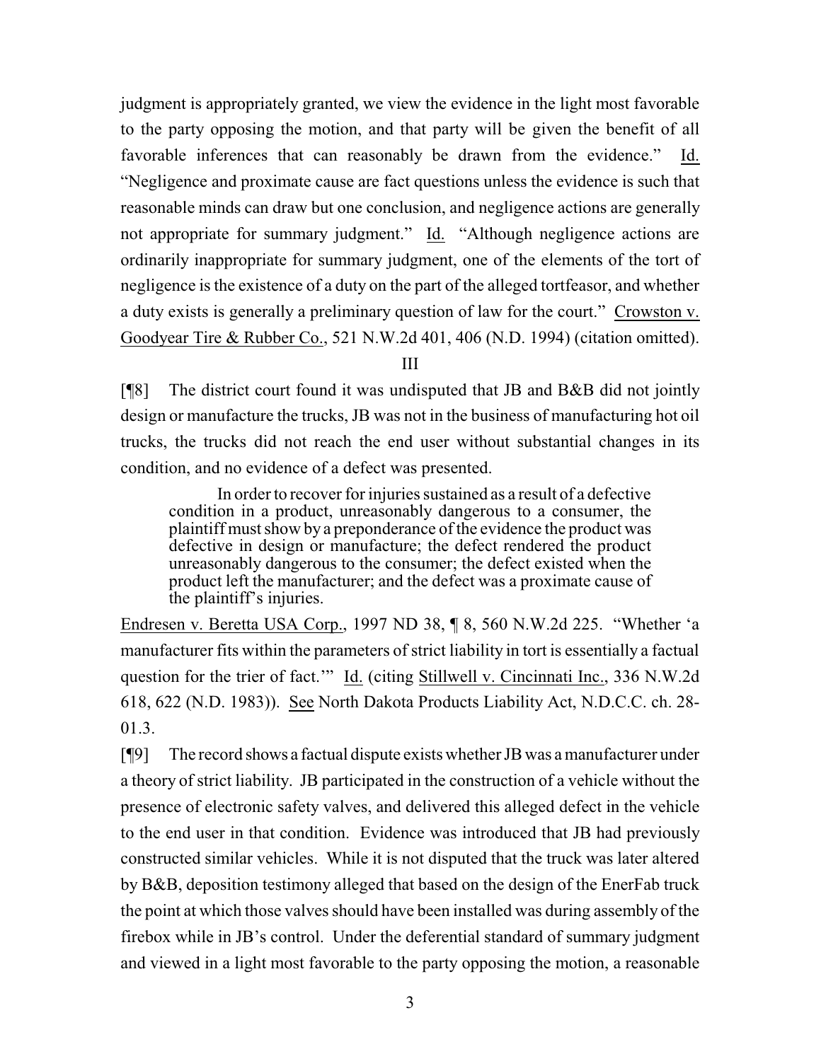judgment is appropriately granted, we view the evidence in the light most favorable to the party opposing the motion, and that party will be given the benefit of all favorable inferences that can reasonably be drawn from the evidence." Id. "Negligence and proximate cause are fact questions unless the evidence is such that reasonable minds can draw but one conclusion, and negligence actions are generally not appropriate for summary judgment." Id. "Although negligence actions are ordinarily inappropriate for summary judgment, one of the elements of the tort of negligence is the existence of a duty on the part of the alleged tortfeasor, and whether a duty exists is generally a preliminary question of law for the court." Crowston v. Goodyear Tire & Rubber Co., 521 N.W.2d 401, 406 (N.D. 1994) (citation omitted).

III

[¶8] The district court found it was undisputed that JB and B&B did not jointly design or manufacture the trucks, JB was not in the business of manufacturing hot oil trucks, the trucks did not reach the end user without substantial changes in its condition, and no evidence of a defect was presented.

> In order to recover for injuries sustained as a result of a defective condition in a product, unreasonably dangerous to a consumer, the plaintiff must show by a preponderance of the evidence the product was defective in design or manufacture; the defect rendered the product unreasonably dangerous to the consumer; the defect existed when the product left the manufacturer; and the defect was a proximate cause of the plaintiff's injuries.

Endresen v. Beretta USA Corp., 1997 ND 38, ¶ 8, 560 N.W.2d 225. "Whether 'a manufacturer fits within the parameters of strict liability in tort is essentially a factual question for the trier of fact.'" Id. (citing Stillwell v. Cincinnati Inc., 336 N.W.2d 618, 622 (N.D. 1983)). See North Dakota Products Liability Act, N.D.C.C. ch. 28-01.3.

[¶9] The record shows a factual dispute exists whether JB was a manufacturer under a theory of strict liability. JB participated in the construction of a vehicle without the presence of electronic safety valves, and delivered this alleged defect in the vehicle to the end user in that condition. Evidence was introduced that JB had previously constructed similar vehicles. While it is not disputed that the truck was later altered by B&B, deposition testimony alleged that based on the design of the EnerFab truck the point at which those valves should have been installed was during assembly of the firebox while in JB's control. Under the deferential standard of summary judgment and viewed in a light most favorable to the party opposing the motion, a reasonable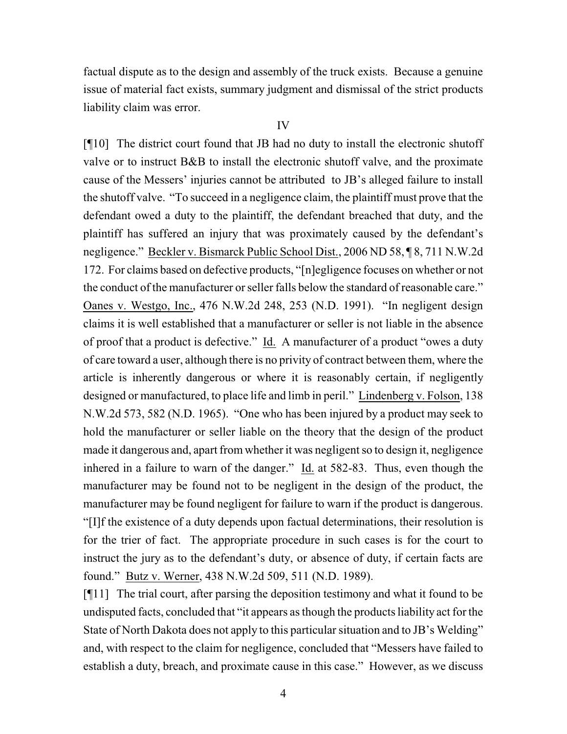factual dispute as to the design and assembly of the truck exists. Because a genuine issue of material fact exists, summary judgment and dismissal of the strict products liability claim was error.

IV

[¶10] The district court found that JB had no duty to install the electronic shutoff valve or to instruct B&B to install the electronic shutoff valve, and the proximate cause of the Messers' injuries cannot be attributed to JB's alleged failure to install the shutoff valve. "To succeed in a negligence claim, the plaintiff must prove that the defendant owed a duty to the plaintiff, the defendant breached that duty, and the plaintiff has suffered an injury that was proximately caused by the defendant's negligence." Beckler v. Bismarck Public School Dist., 2006 ND 58, ¶ 8, 711 N.W.2d 172. For claims based on defective products, "[n]egligence focuses on whether or not the conduct of the manufacturer or seller falls below the standard of reasonable care." Oanes v. Westgo, Inc., 476 N.W.2d 248, 253 (N.D. 1991). "In negligent design claims it is well established that a manufacturer or seller is not liable in the absence of proof that a product is defective." Id. A manufacturer of a product "owes a duty of care toward a user, although there is no privity of contract between them, where the article is inherently dangerous or where it is reasonably certain, if negligently designed or manufactured, to place life and limb in peril." Lindenberg v. Folson, 138 N.W.2d 573, 582 (N.D. 1965). "One who has been injured by a product may seek to hold the manufacturer or seller liable on the theory that the design of the product made it dangerous and, apart from whether it was negligent so to design it, negligence inhered in a failure to warn of the danger." Id. at 582-83. Thus, even though the manufacturer may be found not to be negligent in the design of the product, the manufacturer may be found negligent for failure to warn if the product is dangerous. "[I]f the existence of a duty depends upon factual determinations, their resolution is for the trier of fact. The appropriate procedure in such cases is for the court to instruct the jury as to the defendant's duty, or absence of duty, if certain facts are found." Butz v. Werner, 438 N.W.2d 509, 511 (N.D. 1989).

[¶11] The trial court, after parsing the deposition testimony and what it found to be undisputed facts, concluded that "it appears as though the products liability act for the State of North Dakota does not apply to this particular situation and to JB's Welding" and, with respect to the claim for negligence, concluded that "Messers have failed to establish a duty, breach, and proximate cause in this case." However, as we discuss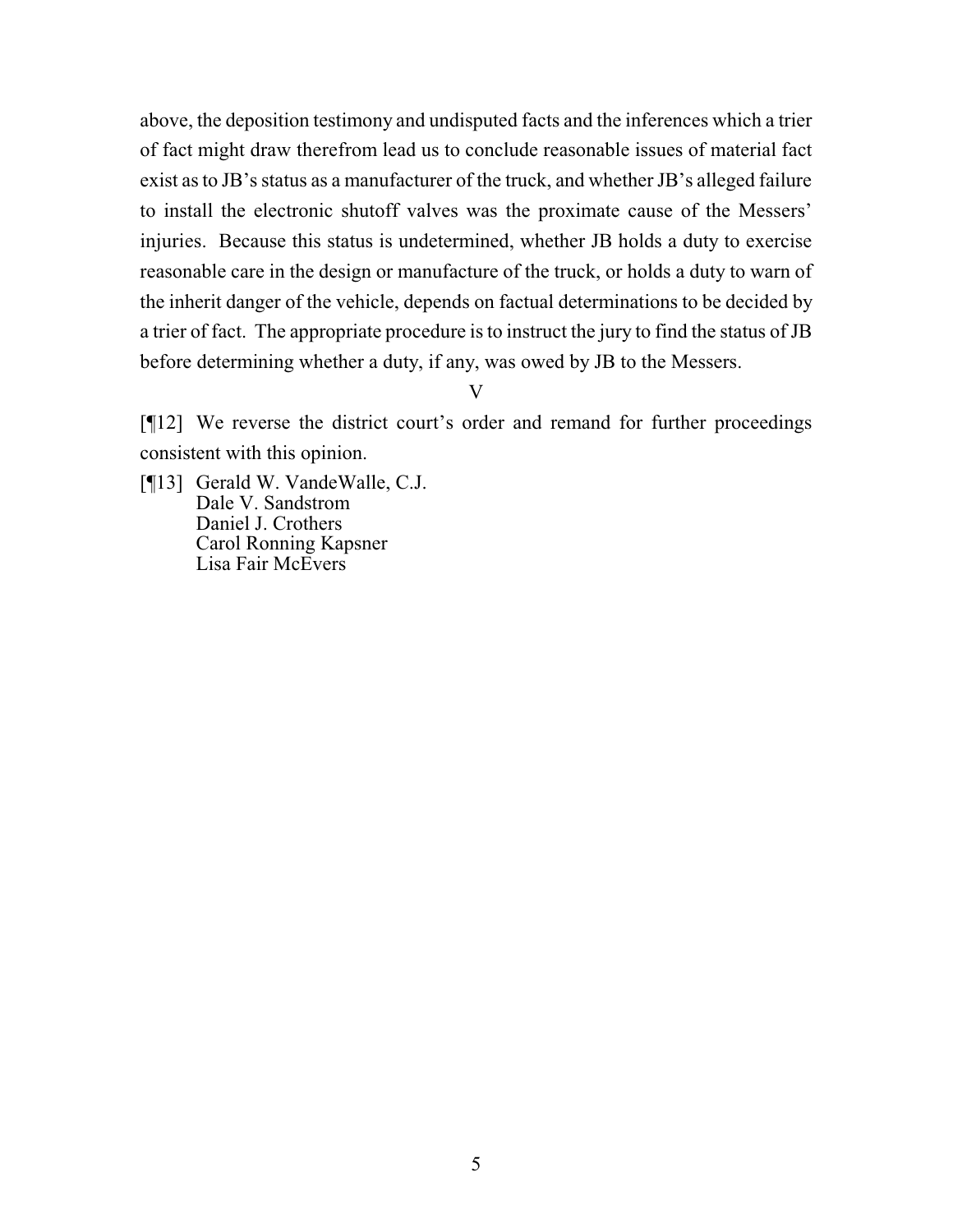above, the deposition testimony and undisputed facts and the inferences which a trier of fact might draw therefrom lead us to conclude reasonable issues of material fact exist as to JB's status as a manufacturer of the truck, and whether JB's alleged failure to install the electronic shutoff valves was the proximate cause of the Messers' injuries. Because this status is undetermined, whether JB holds a duty to exercise reasonable care in the design or manufacture of the truck, or holds a duty to warn of the inherit danger of the vehicle, depends on factual determinations to be decided by a trier of fact. The appropriate procedure is to instruct the jury to find the status of JB before determining whether a duty, if any, was owed by JB to the Messers.

V

[¶12] We reverse the district court's order and remand for further proceedings consistent with this opinion.

[¶13] Gerald W. VandeWalle, C.J.
Dale V. Sandstrom
Daniel J. Crothers
Carol Ronning Kapsner
Lisa Fair McEvers